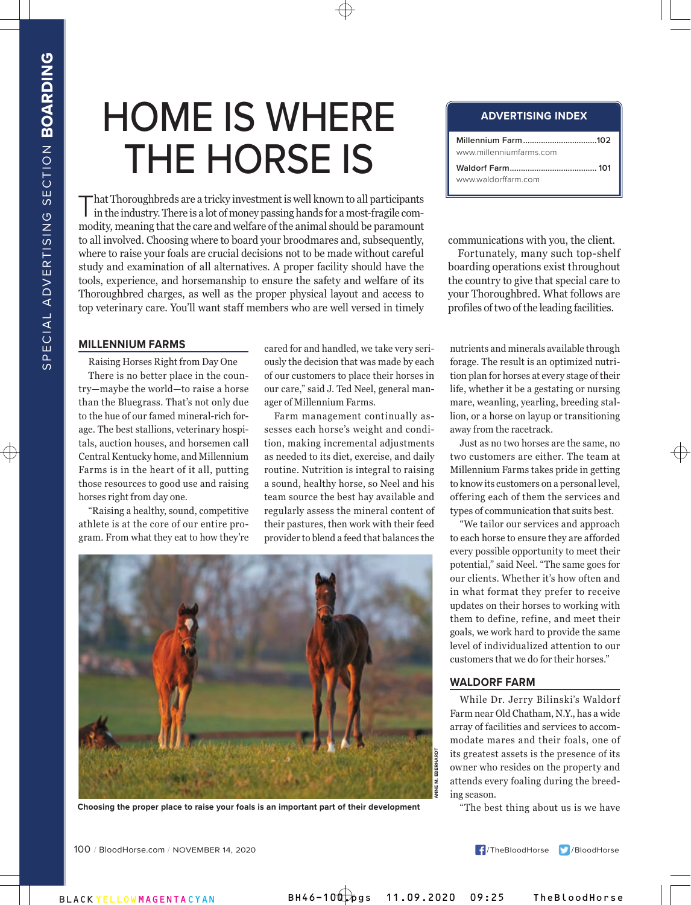SPECIAL ADVERTISING SECTION **BOARDING**

# HOME IS WHERE THE HORSE IS

That Thoroughbreds are a tricky investment is well known to all participants in the industry. There is a lot of money passing hands for a most-fragile commodity, meaning that the care and welfare of the animal should be paramount to all involved. Choosing where to board your broodmares and, subsequently, where to raise your foals are crucial decisions not to be made without careful study and examination of all alternatives. A proper facility should have the tools, experience, and horsemanship to ensure the safety and welfare of its Thoroughbred charges, as well as the proper physical layout and access to top veterinary care. You'll want staff members who are well versed in timely communications with you, the client.

Fortunately, many such top-shelf boarding operations exist throughout the country to give that special care to your Thoroughbred. What follows are profiles of two of the leading facilities.

| ADVERTISING INDEX | |
|---|---|
| Millennium Farm<br>www.millenniumfarms.com | 102 |
| Waldorf Farm<br>www.waldorffarm.com | 101 |

## MILLENNIUM FARMS

Raising Horses Right from Day One

There is no better place in the country—maybe the world—to raise a horse than the Bluegrass. That's not only due to the hue of our famed mineral-rich forage. The best stallions, veterinary hospitals, auction houses, and horsemen call Central Kentucky home, and Millennium Farms is in the heart of it all, putting those resources to good use and raising horses right from day one.

"Raising a healthy, sound, competitive athlete is at the core of our entire program. From what they eat to how they're cared for and handled, we take very seriously the decision that was made by each of our customers to place their horses in our care," said J. Ted Neel, general manager of Millennium Farms.

Farm management continually assesses each horse's weight and condition, making incremental adjustments as needed to its diet, exercise, and daily routine. Nutrition is integral to raising a sound, healthy horse, so Neel and his team source the best hay available and regularly assess the mineral content of their pastures, then work with their feed provider to blend a feed that balances the nutrients and minerals available through forage. The result is an optimized nutrition plan for horses at every stage of their life, whether it be a gestating or nursing mare, weanling, yearling, breeding stallion, or a horse on layup or transitioning away from the racetrack.

Just as no two horses are the same, no two customers are either. The team at Millennium Farms takes pride in getting to know its customers on a personal level, offering each of them the services and types of communication that suits best.

"We tailor our services and approach to each horse to ensure they are afforded every possible opportunity to meet their potential," said Neel. "The same goes for our clients. Whether it's how often and in what format they prefer to receive updates on their horses to working with them to define, refine, and meet their goals, we work hard to provide the same level of individualized attention to our customers that we do for their horses."

ANNE M. EBERHARDT

Choosing the proper place to raise your foals is an important part of their development

## WALDORF FARM

While Dr. Jerry Bilinski's Waldorf Farm near Old Chatham, N.Y., has a wide array of facilities and services to accommodate mares and their foals, one of its greatest assets is the presence of its owner who resides on the property and attends every foaling during the breeding season.

"The best thing about us is we have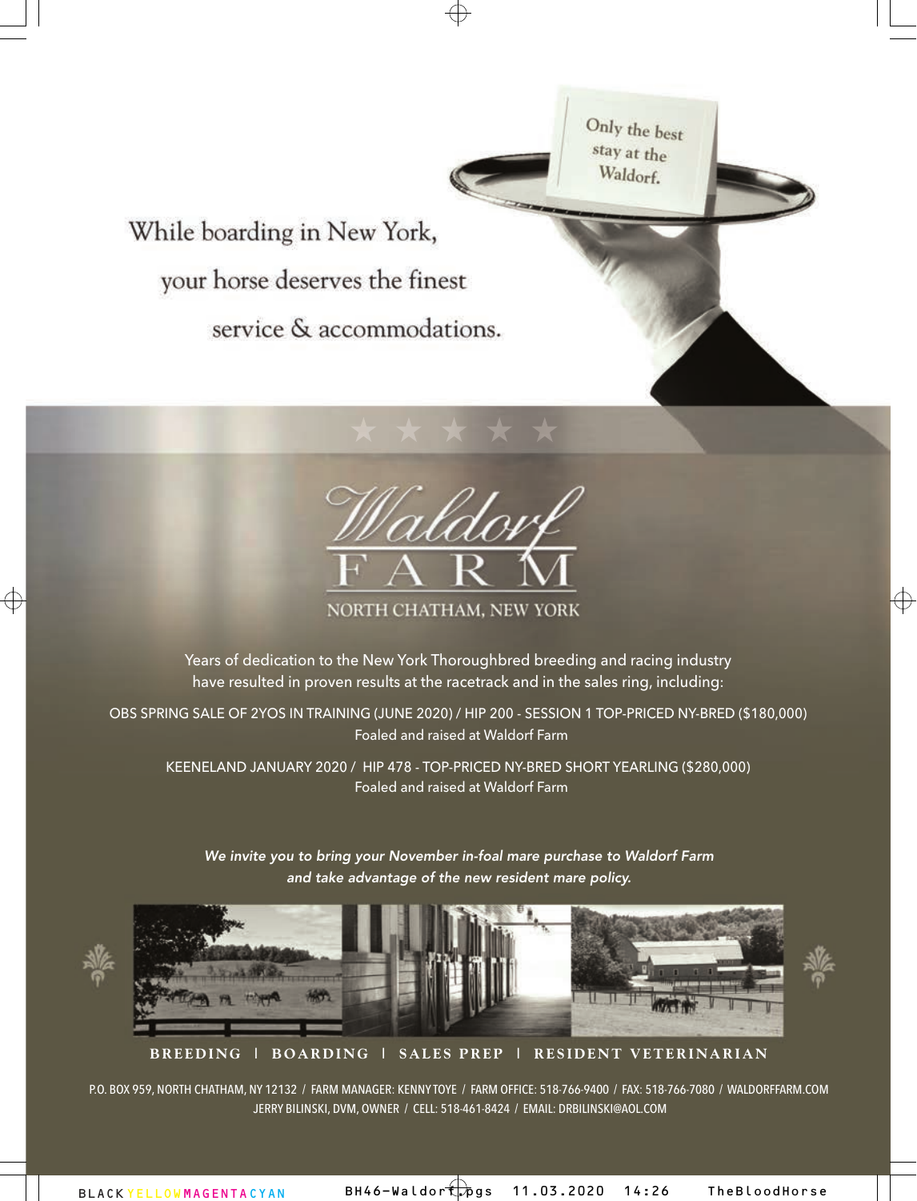Only the best stay at the Waldorf.

While boarding in New York, your horse deserves the finest service & accommodations.

# Waldorf FARM

NORTH CHATHAM, NEW YORK

Years of dedication to the New York Thoroughbred breeding and racing industry have resulted in proven results at the racetrack and in the sales ring, including:

OBS SPRING SALE OF 2YOS IN TRAINING (JUNE 2020) / HIP 200 - SESSION 1 TOP-PRICED NY-BRED ($180,000)
Foaled and raised at Waldorf Farm

KEENELAND JANUARY 2020 / HIP 478 - TOP-PRICED NY-BRED SHORT YEARLING ($280,000)
Foaled and raised at Waldorf Farm

*We invite you to bring your November in-foal mare purchase to Waldorf Farm and take advantage of the new resident mare policy.*

**BREEDING | BOARDING | SALES PREP | RESIDENT VETERINARIAN**

P.O. BOX 959, NORTH CHATHAM, NY 12132 / FARM MANAGER: KENNY TOYE / FARM OFFICE: 518-766-9400 / FAX: 518-766-7080 / WALDORFFARM.COM
JERRY BILINSKI, DVM, OWNER / CELL: 518-461-8424 / EMAIL: DRBILINSKI@AOL.COM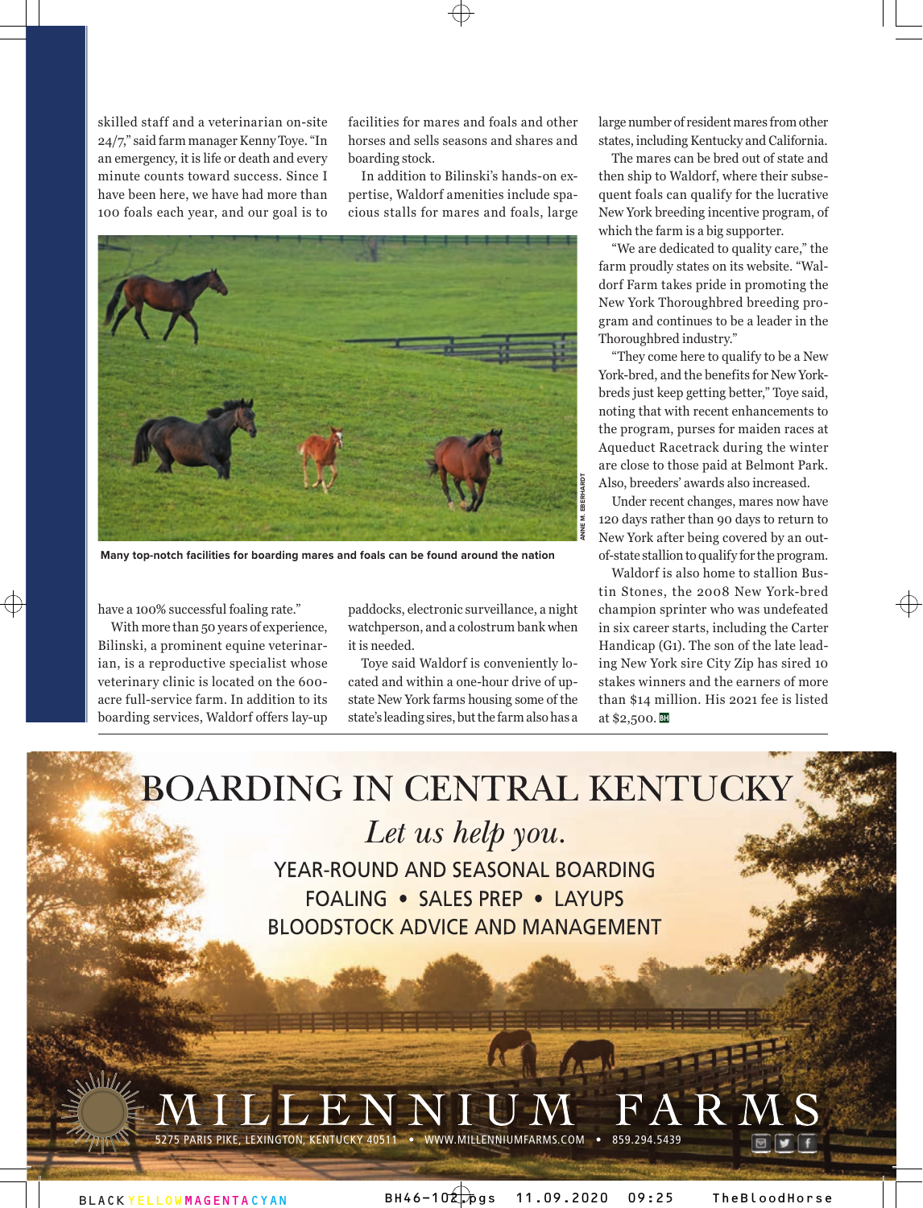skilled staff and a veterinarian on-site 24/7," said farm manager Kenny Toye. "In an emergency, it is life or death and every minute counts toward success. Since I have been here, we have had more than 100 foals each year, and our goal is to have a 100% successful foaling rate."

With more than 50 years of experience, Bilinski, a prominent equine veterinarian, is a reproductive specialist whose veterinary clinic is located on the 600-acre full-service farm. In addition to its boarding services, Waldorf offers lay-up facilities for mares and foals and other horses and sells seasons and shares and boarding stock.

In addition to Bilinski's hands-on expertise, Waldorf amenities include spacious stalls for mares and foals, large paddocks, electronic surveillance, a night watchperson, and a colostrum bank when it is needed.

Toye said Waldorf is conveniently located and within a one-hour drive of upstate New York farms housing some of the state's leading sires, but the farm also has a large number of resident mares from other states, including Kentucky and California.

The mares can be bred out of state and then ship to Waldorf, where their subsequent foals can qualify for the lucrative New York breeding incentive program, of which the farm is a big supporter.

"We are dedicated to quality care," the farm proudly states on its website. "Waldorf Farm takes pride in promoting the New York Thoroughbred breeding program and continues to be a leader in the Thoroughbred industry."

"They come here to qualify to be a New York-bred, and the benefits for New York-breds just keep getting better," Toye said, noting that with recent enhancements to the program, purses for maiden races at Aqueduct Racetrack during the winter are close to those paid at Belmont Park. Also, breeders' awards also increased.

Under recent changes, mares now have 120 days rather than 90 days to return to New York after being covered by an out-of-state stallion to qualify for the program.

Waldorf is also home to stallion Bustin Stones, the 2008 New York-bred champion sprinter who was undefeated in six career starts, including the Carter Handicap (G1). The son of the late leading New York sire City Zip has sired 10 stakes winners and the earners of more than $14 million. His 2021 fee is listed at $2,500.

ANNE M. EBERHARDT

**Many top-notch facilities for boarding mares and foals can be found around the nation**

# BOARDING IN CENTRAL KENTUCKY

*Let us help you.*

YEAR-ROUND AND SEASONAL BOARDING
FOALING • SALES PREP • LAYUPS
BLOODSTOCK ADVICE AND MANAGEMENT

MILLENNIUM FARMS

5275 PARIS PIKE, LEXINGTON, KENTUCKY 40511 • WWW.MILLENNIUMFARMS.COM • 859.294.5439